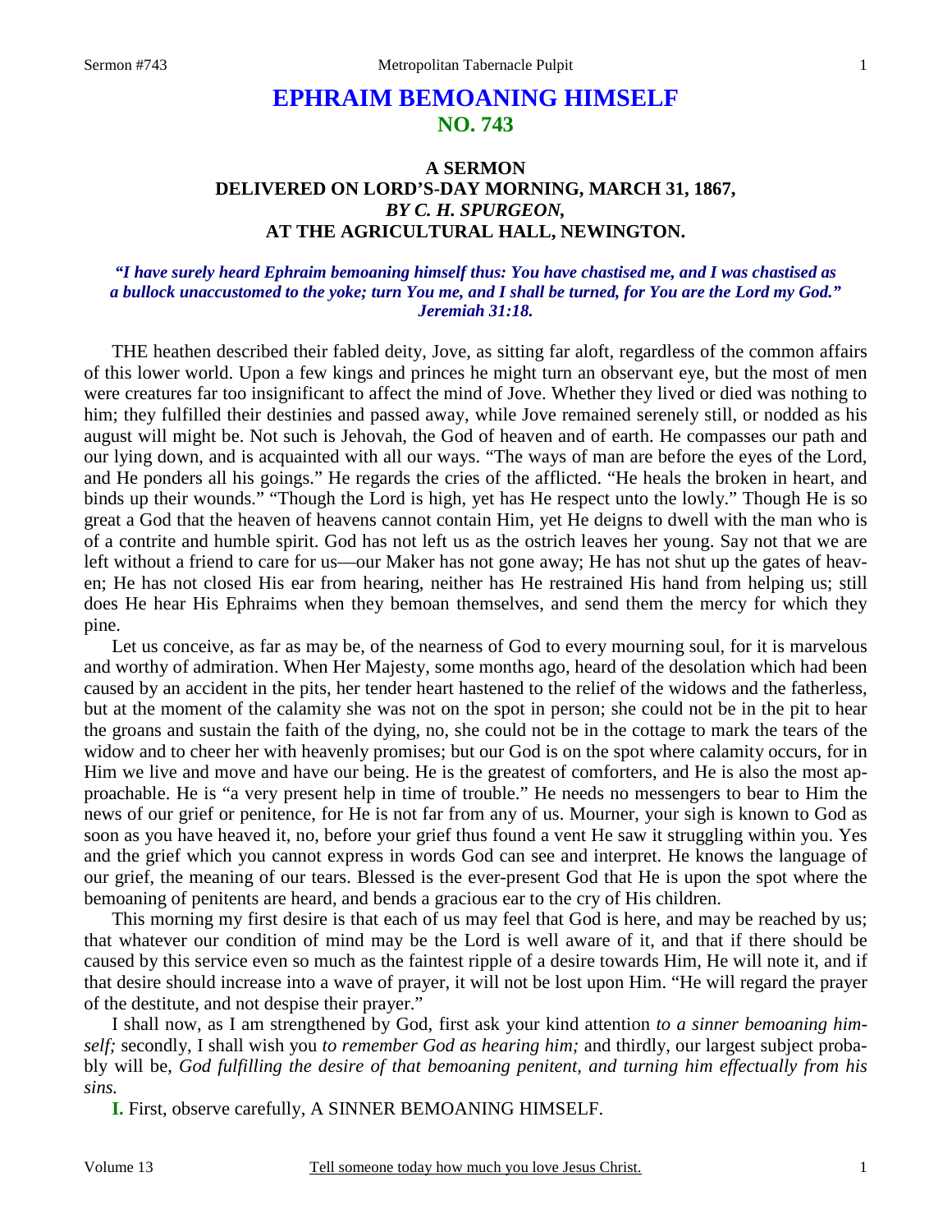# EPHRAIM BEMOANING HIMSELF
## NO. 743

### A SERMON
### DELIVERED ON LORD'S-DAY MORNING, MARCH 31, 1867,
### *BY C. H. SPURGEON,*
### AT THE AGRICULTURAL HALL, NEWINGTON.

***"I have surely heard Ephraim bemoaning himself thus: You have chastised me, and I was chastised as a bullock unaccustomed to the yoke; turn You me, and I shall be turned, for You are the Lord my God." Jeremiah 31:18.***

THE heathen described their fabled deity, Jove, as sitting far aloft, regardless of the common affairs of this lower world. Upon a few kings and princes he might turn an observant eye, but the most of men were creatures far too insignificant to affect the mind of Jove. Whether they lived or died was nothing to him; they fulfilled their destinies and passed away, while Jove remained serenely still, or nodded as his august will might be. Not such is Jehovah, the God of heaven and of earth. He compasses our path and our lying down, and is acquainted with all our ways. "The ways of man are before the eyes of the Lord, and He ponders all his goings." He regards the cries of the afflicted. "He heals the broken in heart, and binds up their wounds." "Though the Lord is high, yet has He respect unto the lowly." Though He is so great a God that the heaven of heavens cannot contain Him, yet He deigns to dwell with the man who is of a contrite and humble spirit. God has not left us as the ostrich leaves her young. Say not that we are left without a friend to care for us—our Maker has not gone away; He has not shut up the gates of heaven; He has not closed His ear from hearing, neither has He restrained His hand from helping us; still does He hear His Ephraims when they bemoan themselves, and send them the mercy for which they pine.

Let us conceive, as far as may be, of the nearness of God to every mourning soul, for it is marvelous and worthy of admiration. When Her Majesty, some months ago, heard of the desolation which had been caused by an accident in the pits, her tender heart hastened to the relief of the widows and the fatherless, but at the moment of the calamity she was not on the spot in person; she could not be in the pit to hear the groans and sustain the faith of the dying, no, she could not be in the cottage to mark the tears of the widow and to cheer her with heavenly promises; but our God is on the spot where calamity occurs, for in Him we live and move and have our being. He is the greatest of comforters, and He is also the most approachable. He is "a very present help in time of trouble." He needs no messengers to bear to Him the news of our grief or penitence, for He is not far from any of us. Mourner, your sigh is known to God as soon as you have heaved it, no, before your grief thus found a vent He saw it struggling within you. Yes and the grief which you cannot express in words God can see and interpret. He knows the language of our grief, the meaning of our tears. Blessed is the ever-present God that He is upon the spot where the bemoaning of penitents are heard, and bends a gracious ear to the cry of His children.

This morning my first desire is that each of us may feel that God is here, and may be reached by us; that whatever our condition of mind may be the Lord is well aware of it, and that if there should be caused by this service even so much as the faintest ripple of a desire towards Him, He will note it, and if that desire should increase into a wave of prayer, it will not be lost upon Him. "He will regard the prayer of the destitute, and not despise their prayer."

I shall now, as I am strengthened by God, first ask your kind attention *to a sinner bemoaning himself;* secondly, I shall wish you *to remember God as hearing him;* and thirdly, our largest subject probably will be, *God fulfilling the desire of that bemoaning penitent, and turning him effectually from his sins.*

**I.** First, observe carefully, A SINNER BEMOANING HIMSELF.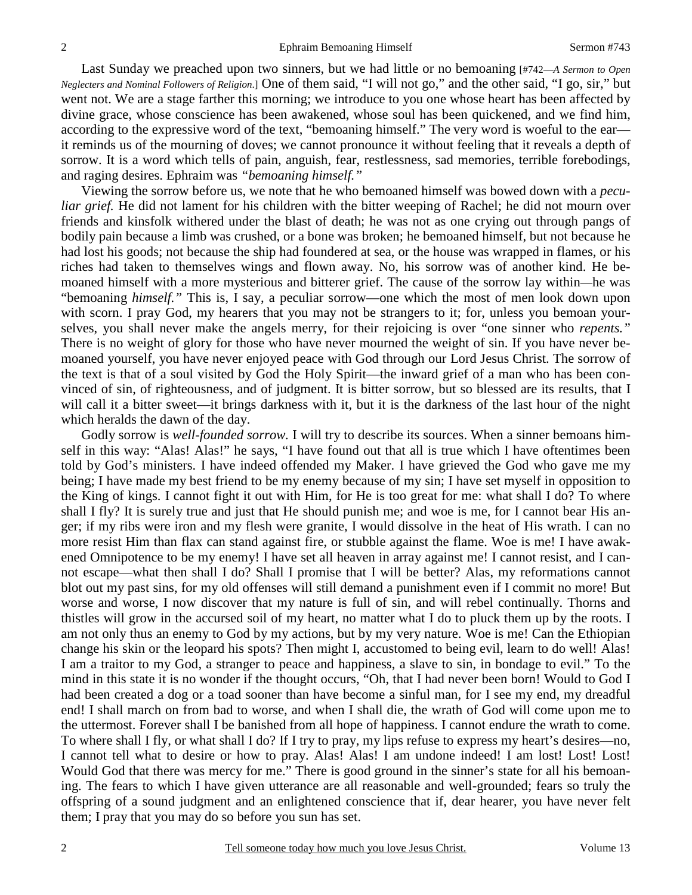Last Sunday we preached upon two sinners, but we had little or no bemoaning [#742—*A Sermon to Open Neglecters and Nominal Followers of Religion.*] One of them said, "I will not go," and the other said, "I go, sir," but went not. We are a stage farther this morning; we introduce to you one whose heart has been affected by divine grace, whose conscience has been awakened, whose soul has been quickened, and we find him, according to the expressive word of the text, "bemoaning himself." The very word is woeful to the ear—it reminds us of the mourning of doves; we cannot pronounce it without feeling that it reveals a depth of sorrow. It is a word which tells of pain, anguish, fear, restlessness, sad memories, terrible forebodings, and raging desires. Ephraim was *"bemoaning himself."*

Viewing the sorrow before us, we note that he who bemoaned himself was bowed down with a *peculiar grief.* He did not lament for his children with the bitter weeping of Rachel; he did not mourn over friends and kinsfolk withered under the blast of death; he was not as one crying out through pangs of bodily pain because a limb was crushed, or a bone was broken; he bemoaned himself, but not because he had lost his goods; not because the ship had foundered at sea, or the house was wrapped in flames, or his riches had taken to themselves wings and flown away. No, his sorrow was of another kind. He bemoaned himself with a more mysterious and bitterer grief. The cause of the sorrow lay within—he was "bemoaning *himself."* This is, I say, a peculiar sorrow—one which the most of men look down upon with scorn. I pray God, my hearers that you may not be strangers to it; for, unless you bemoan yourselves, you shall never make the angels merry, for their rejoicing is over "one sinner who *repents."* There is no weight of glory for those who have never mourned the weight of sin. If you have never bemoaned yourself, you have never enjoyed peace with God through our Lord Jesus Christ. The sorrow of the text is that of a soul visited by God the Holy Spirit—the inward grief of a man who has been convinced of sin, of righteousness, and of judgment. It is bitter sorrow, but so blessed are its results, that I will call it a bitter sweet—it brings darkness with it, but it is the darkness of the last hour of the night which heralds the dawn of the day.

Godly sorrow is *well-founded sorrow.* I will try to describe its sources. When a sinner bemoans himself in this way: "Alas! Alas!" he says, "I have found out that all is true which I have oftentimes been told by God's ministers. I have indeed offended my Maker. I have grieved the God who gave me my being; I have made my best friend to be my enemy because of my sin; I have set myself in opposition to the King of kings. I cannot fight it out with Him, for He is too great for me: what shall I do? To where shall I fly? It is surely true and just that He should punish me; and woe is me, for I cannot bear His anger; if my ribs were iron and my flesh were granite, I would dissolve in the heat of His wrath. I can no more resist Him than flax can stand against fire, or stubble against the flame. Woe is me! I have awakened Omnipotence to be my enemy! I have set all heaven in array against me! I cannot resist, and I cannot escape—what then shall I do? Shall I promise that I will be better? Alas, my reformations cannot blot out my past sins, for my old offenses will still demand a punishment even if I commit no more! But worse and worse, I now discover that my nature is full of sin, and will rebel continually. Thorns and thistles will grow in the accursed soil of my heart, no matter what I do to pluck them up by the roots. I am not only thus an enemy to God by my actions, but by my very nature. Woe is me! Can the Ethiopian change his skin or the leopard his spots? Then might I, accustomed to being evil, learn to do well! Alas! I am a traitor to my God, a stranger to peace and happiness, a slave to sin, in bondage to evil." To the mind in this state it is no wonder if the thought occurs, "Oh, that I had never been born! Would to God I had been created a dog or a toad sooner than have become a sinful man, for I see my end, my dreadful end! I shall march on from bad to worse, and when I shall die, the wrath of God will come upon me to the uttermost. Forever shall I be banished from all hope of happiness. I cannot endure the wrath to come. To where shall I fly, or what shall I do? If I try to pray, my lips refuse to express my heart's desires—no, I cannot tell what to desire or how to pray. Alas! Alas! I am undone indeed! I am lost! Lost! Lost! Would God that there was mercy for me." There is good ground in the sinner's state for all his bemoaning. The fears to which I have given utterance are all reasonable and well-grounded; fears so truly the offspring of a sound judgment and an enlightened conscience that if, dear hearer, you have never felt them; I pray that you may do so before you sun has set.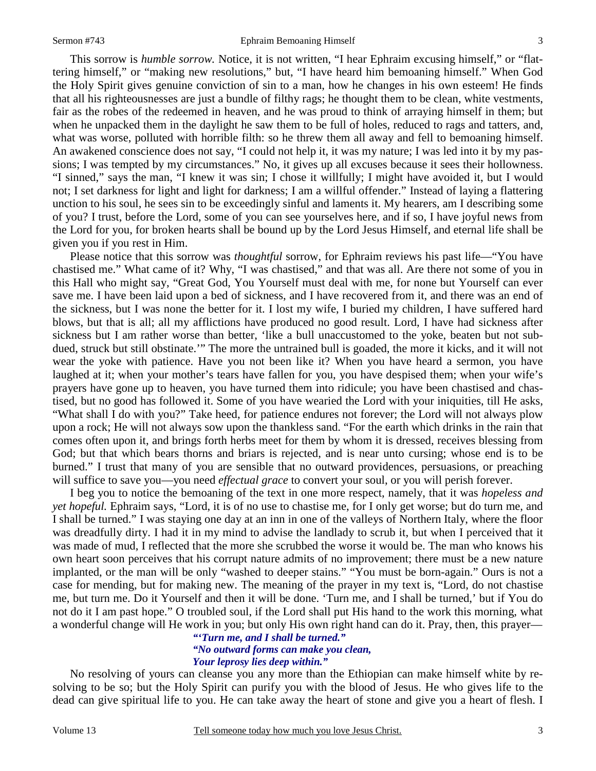This sorrow is *humble sorrow.* Notice, it is not written, "I hear Ephraim excusing himself," or "flattering himself," or "making new resolutions," but, "I have heard him bemoaning himself." When God the Holy Spirit gives genuine conviction of sin to a man, how he changes in his own esteem! He finds that all his righteousnesses are just a bundle of filthy rags; he thought them to be clean, white vestments, fair as the robes of the redeemed in heaven, and he was proud to think of arraying himself in them; but when he unpacked them in the daylight he saw them to be full of holes, reduced to rags and tatters, and, what was worse, polluted with horrible filth: so he threw them all away and fell to bemoaning himself. An awakened conscience does not say, "I could not help it, it was my nature; I was led into it by my passions; I was tempted by my circumstances." No, it gives up all excuses because it sees their hollowness. "I sinned," says the man, "I knew it was sin; I chose it willfully; I might have avoided it, but I would not; I set darkness for light and light for darkness; I am a willful offender." Instead of laying a flattering unction to his soul, he sees sin to be exceedingly sinful and laments it. My hearers, am I describing some of you? I trust, before the Lord, some of you can see yourselves here, and if so, I have joyful news from the Lord for you, for broken hearts shall be bound up by the Lord Jesus Himself, and eternal life shall be given you if you rest in Him.

Please notice that this sorrow was *thoughtful* sorrow, for Ephraim reviews his past life—"You have chastised me." What came of it? Why, "I was chastised," and that was all. Are there not some of you in this Hall who might say, "Great God, You Yourself must deal with me, for none but Yourself can ever save me. I have been laid upon a bed of sickness, and I have recovered from it, and there was an end of the sickness, but I was none the better for it. I lost my wife, I buried my children, I have suffered hard blows, but that is all; all my afflictions have produced no good result. Lord, I have had sickness after sickness but I am rather worse than better, 'like a bull unaccustomed to the yoke, beaten but not subdued, struck but still obstinate.'" The more the untrained bull is goaded, the more it kicks, and it will not wear the yoke with patience. Have you not been like it? When you have heard a sermon, you have laughed at it; when your mother's tears have fallen for you, you have despised them; when your wife's prayers have gone up to heaven, you have turned them into ridicule; you have been chastised and chastised, but no good has followed it. Some of you have wearied the Lord with your iniquities, till He asks, "What shall I do with you?" Take heed, for patience endures not forever; the Lord will not always plow upon a rock; He will not always sow upon the thankless sand. "For the earth which drinks in the rain that comes often upon it, and brings forth herbs meet for them by whom it is dressed, receives blessing from God; but that which bears thorns and briars is rejected, and is near unto cursing; whose end is to be burned." I trust that many of you are sensible that no outward providences, persuasions, or preaching will suffice to save you—you need *effectual grace* to convert your soul, or you will perish forever.

I beg you to notice the bemoaning of the text in one more respect, namely, that it was *hopeless and yet hopeful.* Ephraim says, "Lord, it is of no use to chastise me, for I only get worse; but do turn me, and I shall be turned." I was staying one day at an inn in one of the valleys of Northern Italy, where the floor was dreadfully dirty. I had it in my mind to advise the landlady to scrub it, but when I perceived that it was made of mud, I reflected that the more she scrubbed the worse it would be. The man who knows his own heart soon perceives that his corrupt nature admits of no improvement; there must be a new nature implanted, or the man will be only "washed to deeper stains." "You must be born-again." Ours is not a case for mending, but for making new. The meaning of the prayer in my text is, "Lord, do not chastise me, but turn me. Do it Yourself and then it will be done. 'Turn me, and I shall be turned,' but if You do not do it I am past hope." O troubled soul, if the Lord shall put His hand to the work this morning, what a wonderful change will He work in you; but only His own right hand can do it. Pray, then, this prayer—

> ***"'Turn me, and I shall be turned."***
> ***"No outward forms can make you clean,***
> ***Your leprosy lies deep within."***

No resolving of yours can cleanse you any more than the Ethiopian can make himself white by resolving to be so; but the Holy Spirit can purify you with the blood of Jesus. He who gives life to the dead can give spiritual life to you. He can take away the heart of stone and give you a heart of flesh. I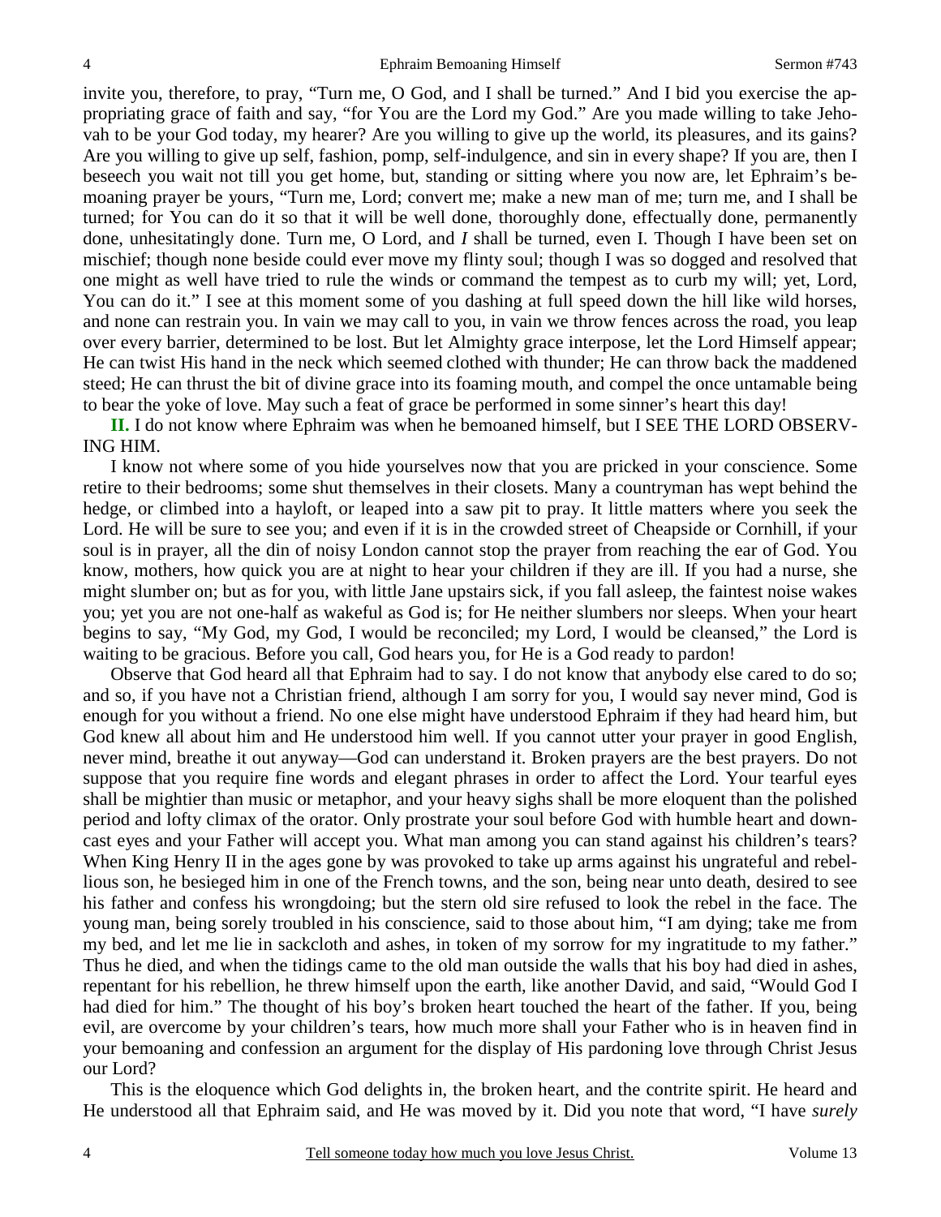invite you, therefore, to pray, "Turn me, O God, and I shall be turned." And I bid you exercise the appropriating grace of faith and say, "for You are the Lord my God." Are you made willing to take Jehovah to be your God today, my hearer? Are you willing to give up the world, its pleasures, and its gains? Are you willing to give up self, fashion, pomp, self-indulgence, and sin in every shape? If you are, then I beseech you wait not till you get home, but, standing or sitting where you now are, let Ephraim's bemoaning prayer be yours, "Turn me, Lord; convert me; make a new man of me; turn me, and I shall be turned; for You can do it so that it will be well done, thoroughly done, effectually done, permanently done, unhesitatingly done. Turn me, O Lord, and *I* shall be turned, even I. Though I have been set on mischief; though none beside could ever move my flinty soul; though I was so dogged and resolved that one might as well have tried to rule the winds or command the tempest as to curb my will; yet, Lord, You can do it." I see at this moment some of you dashing at full speed down the hill like wild horses, and none can restrain you. In vain we may call to you, in vain we throw fences across the road, you leap over every barrier, determined to be lost. But let Almighty grace interpose, let the Lord Himself appear; He can twist His hand in the neck which seemed clothed with thunder; He can throw back the maddened steed; He can thrust the bit of divine grace into its foaming mouth, and compel the once untamable being to bear the yoke of love. May such a feat of grace be performed in some sinner's heart this day!

**II.** I do not know where Ephraim was when he bemoaned himself, but I SEE THE LORD OBSERVING HIM.

I know not where some of you hide yourselves now that you are pricked in your conscience. Some retire to their bedrooms; some shut themselves in their closets. Many a countryman has wept behind the hedge, or climbed into a hayloft, or leaped into a saw pit to pray. It little matters where you seek the Lord. He will be sure to see you; and even if it is in the crowded street of Cheapside or Cornhill, if your soul is in prayer, all the din of noisy London cannot stop the prayer from reaching the ear of God. You know, mothers, how quick you are at night to hear your children if they are ill. If you had a nurse, she might slumber on; but as for you, with little Jane upstairs sick, if you fall asleep, the faintest noise wakes you; yet you are not one-half as wakeful as God is; for He neither slumbers nor sleeps. When your heart begins to say, "My God, my God, I would be reconciled; my Lord, I would be cleansed," the Lord is waiting to be gracious. Before you call, God hears you, for He is a God ready to pardon!

Observe that God heard all that Ephraim had to say. I do not know that anybody else cared to do so; and so, if you have not a Christian friend, although I am sorry for you, I would say never mind, God is enough for you without a friend. No one else might have understood Ephraim if they had heard him, but God knew all about him and He understood him well. If you cannot utter your prayer in good English, never mind, breathe it out anyway—God can understand it. Broken prayers are the best prayers. Do not suppose that you require fine words and elegant phrases in order to affect the Lord. Your tearful eyes shall be mightier than music or metaphor, and your heavy sighs shall be more eloquent than the polished period and lofty climax of the orator. Only prostrate your soul before God with humble heart and downcast eyes and your Father will accept you. What man among you can stand against his children's tears? When King Henry II in the ages gone by was provoked to take up arms against his ungrateful and rebellious son, he besieged him in one of the French towns, and the son, being near unto death, desired to see his father and confess his wrongdoing; but the stern old sire refused to look the rebel in the face. The young man, being sorely troubled in his conscience, said to those about him, "I am dying; take me from my bed, and let me lie in sackcloth and ashes, in token of my sorrow for my ingratitude to my father." Thus he died, and when the tidings came to the old man outside the walls that his boy had died in ashes, repentant for his rebellion, he threw himself upon the earth, like another David, and said, "Would God I had died for him." The thought of his boy's broken heart touched the heart of the father. If you, being evil, are overcome by your children's tears, how much more shall your Father who is in heaven find in your bemoaning and confession an argument for the display of His pardoning love through Christ Jesus our Lord?

This is the eloquence which God delights in, the broken heart, and the contrite spirit. He heard and He understood all that Ephraim said, and He was moved by it. Did you note that word, "I have *surely*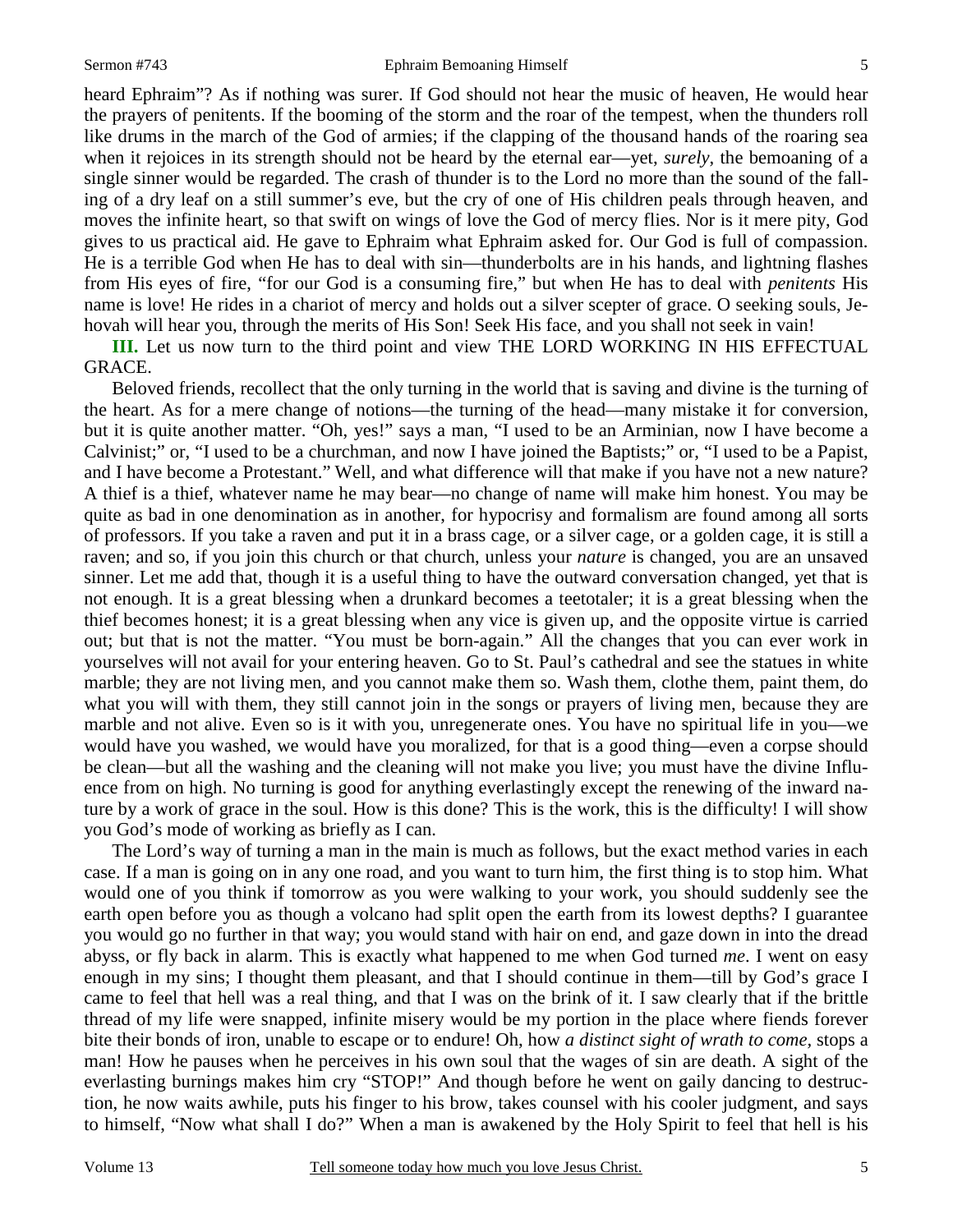heard Ephraim"? As if nothing was surer. If God should not hear the music of heaven, He would hear the prayers of penitents. If the booming of the storm and the roar of the tempest, when the thunders roll like drums in the march of the God of armies; if the clapping of the thousand hands of the roaring sea when it rejoices in its strength should not be heard by the eternal ear—yet, *surely*, the bemoaning of a single sinner would be regarded. The crash of thunder is to the Lord no more than the sound of the falling of a dry leaf on a still summer's eve, but the cry of one of His children peals through heaven, and moves the infinite heart, so that swift on wings of love the God of mercy flies. Nor is it mere pity, God gives to us practical aid. He gave to Ephraim what Ephraim asked for. Our God is full of compassion. He is a terrible God when He has to deal with sin—thunderbolts are in his hands, and lightning flashes from His eyes of fire, "for our God is a consuming fire," but when He has to deal with *penitents* His name is love! He rides in a chariot of mercy and holds out a silver scepter of grace. O seeking souls, Jehovah will hear you, through the merits of His Son! Seek His face, and you shall not seek in vain!

**III.** Let us now turn to the third point and view THE LORD WORKING IN HIS EFFECTUAL GRACE.

Beloved friends, recollect that the only turning in the world that is saving and divine is the turning of the heart. As for a mere change of notions—the turning of the head—many mistake it for conversion, but it is quite another matter. "Oh, yes!" says a man, "I used to be an Arminian, now I have become a Calvinist;" or, "I used to be a churchman, and now I have joined the Baptists;" or, "I used to be a Papist, and I have become a Protestant." Well, and what difference will that make if you have not a new nature? A thief is a thief, whatever name he may bear—no change of name will make him honest. You may be quite as bad in one denomination as in another, for hypocrisy and formalism are found among all sorts of professors. If you take a raven and put it in a brass cage, or a silver cage, or a golden cage, it is still a raven; and so, if you join this church or that church, unless your *nature* is changed, you are an unsaved sinner. Let me add that, though it is a useful thing to have the outward conversation changed, yet that is not enough. It is a great blessing when a drunkard becomes a teetotaler; it is a great blessing when the thief becomes honest; it is a great blessing when any vice is given up, and the opposite virtue is carried out; but that is not the matter. "You must be born-again." All the changes that you can ever work in yourselves will not avail for your entering heaven. Go to St. Paul's cathedral and see the statues in white marble; they are not living men, and you cannot make them so. Wash them, clothe them, paint them, do what you will with them, they still cannot join in the songs or prayers of living men, because they are marble and not alive. Even so is it with you, unregenerate ones. You have no spiritual life in you—we would have you washed, we would have you moralized, for that is a good thing—even a corpse should be clean—but all the washing and the cleaning will not make you live; you must have the divine Influence from on high. No turning is good for anything everlastingly except the renewing of the inward nature by a work of grace in the soul. How is this done? This is the work, this is the difficulty! I will show you God's mode of working as briefly as I can.

The Lord's way of turning a man in the main is much as follows, but the exact method varies in each case. If a man is going on in any one road, and you want to turn him, the first thing is to stop him. What would one of you think if tomorrow as you were walking to your work, you should suddenly see the earth open before you as though a volcano had split open the earth from its lowest depths? I guarantee you would go no further in that way; you would stand with hair on end, and gaze down in into the dread abyss, or fly back in alarm. This is exactly what happened to me when God turned *me*. I went on easy enough in my sins; I thought them pleasant, and that I should continue in them—till by God's grace I came to feel that hell was a real thing, and that I was on the brink of it. I saw clearly that if the brittle thread of my life were snapped, infinite misery would be my portion in the place where fiends forever bite their bonds of iron, unable to escape or to endure! Oh, how *a distinct sight of wrath to come*, stops a man! How he pauses when he perceives in his own soul that the wages of sin are death. A sight of the everlasting burnings makes him cry "STOP!" And though before he went on gaily dancing to destruction, he now waits awhile, puts his finger to his brow, takes counsel with his cooler judgment, and says to himself, "Now what shall I do?" When a man is awakened by the Holy Spirit to feel that hell is his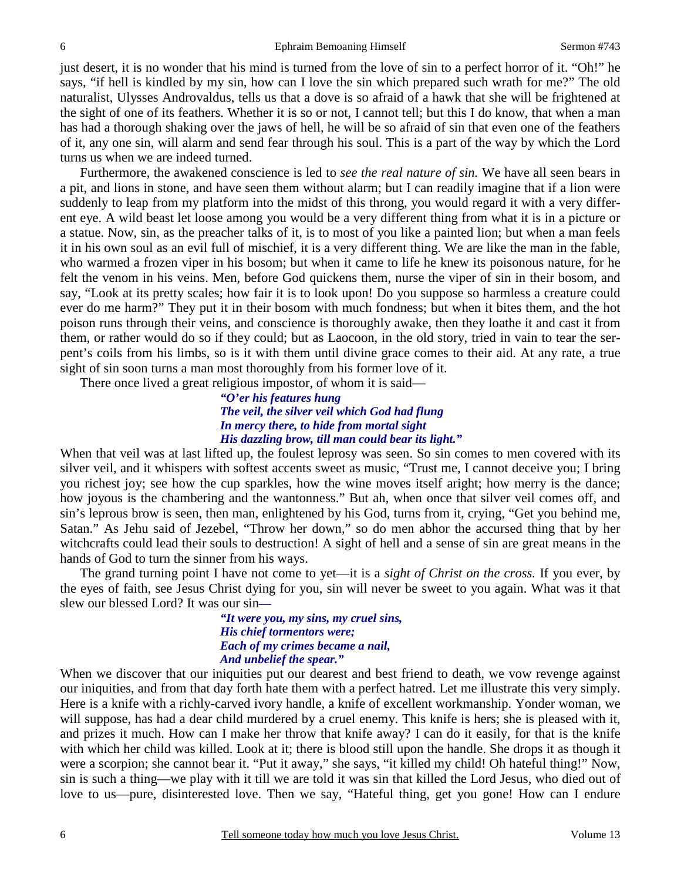just desert, it is no wonder that his mind is turned from the love of sin to a perfect horror of it. "Oh!" he says, "if hell is kindled by my sin, how can I love the sin which prepared such wrath for me?" The old naturalist, Ulysses Androvaldus, tells us that a dove is so afraid of a hawk that she will be frightened at the sight of one of its feathers. Whether it is so or not, I cannot tell; but this I do know, that when a man has had a thorough shaking over the jaws of hell, he will be so afraid of sin that even one of the feathers of it, any one sin, will alarm and send fear through his soul. This is a part of the way by which the Lord turns us when we are indeed turned.

Furthermore, the awakened conscience is led to *see the real nature of sin.* We have all seen bears in a pit, and lions in stone, and have seen them without alarm; but I can readily imagine that if a lion were suddenly to leap from my platform into the midst of this throng, you would regard it with a very different eye. A wild beast let loose among you would be a very different thing from what it is in a picture or a statue. Now, sin, as the preacher talks of it, is to most of you like a painted lion; but when a man feels it in his own soul as an evil full of mischief, it is a very different thing. We are like the man in the fable, who warmed a frozen viper in his bosom; but when it came to life he knew its poisonous nature, for he felt the venom in his veins. Men, before God quickens them, nurse the viper of sin in their bosom, and say, "Look at its pretty scales; how fair it is to look upon! Do you suppose so harmless a creature could ever do me harm?" They put it in their bosom with much fondness; but when it bites them, and the hot poison runs through their veins, and conscience is thoroughly awake, then they loathe it and cast it from them, or rather would do so if they could; but as Laocoon, in the old story, tried in vain to tear the serpent's coils from his limbs, so is it with them until divine grace comes to their aid. At any rate, a true sight of sin soon turns a man most thoroughly from his former love of it.

There once lived a great religious impostor, of whom it is said—

> ***"O'er his features hung***
> ***The veil, the silver veil which God had flung***
> ***In mercy there, to hide from mortal sight***
> ***His dazzling brow, till man could bear its light."***

When that veil was at last lifted up, the foulest leprosy was seen. So sin comes to men covered with its silver veil, and it whispers with softest accents sweet as music, "Trust me, I cannot deceive you; I bring you richest joy; see how the cup sparkles, how the wine moves itself aright; how merry is the dance; how joyous is the chambering and the wantonness." But ah, when once that silver veil comes off, and sin's leprous brow is seen, then man, enlightened by his God, turns from it, crying, "Get you behind me, Satan." As Jehu said of Jezebel, "Throw her down," so do men abhor the accursed thing that by her witchcrafts could lead their souls to destruction! A sight of hell and a sense of sin are great means in the hands of God to turn the sinner from his ways.

The grand turning point I have not come to yet—it is a *sight of Christ on the cross.* If you ever, by the eyes of faith, see Jesus Christ dying for you, sin will never be sweet to you again. What was it that slew our blessed Lord? It was our sin—

> ***"It were you, my sins, my cruel sins,***
> ***His chief tormentors were;***
> ***Each of my crimes became a nail,***
> ***And unbelief the spear."***

When we discover that our iniquities put our dearest and best friend to death, we vow revenge against our iniquities, and from that day forth hate them with a perfect hatred. Let me illustrate this very simply. Here is a knife with a richly-carved ivory handle, a knife of excellent workmanship. Yonder woman, we will suppose, has had a dear child murdered by a cruel enemy. This knife is hers; she is pleased with it, and prizes it much. How can I make her throw that knife away? I can do it easily, for that is the knife with which her child was killed. Look at it; there is blood still upon the handle. She drops it as though it were a scorpion; she cannot bear it. "Put it away," she says, "it killed my child! Oh hateful thing!" Now, sin is such a thing—we play with it till we are told it was sin that killed the Lord Jesus, who died out of love to us—pure, disinterested love. Then we say, "Hateful thing, get you gone! How can I endure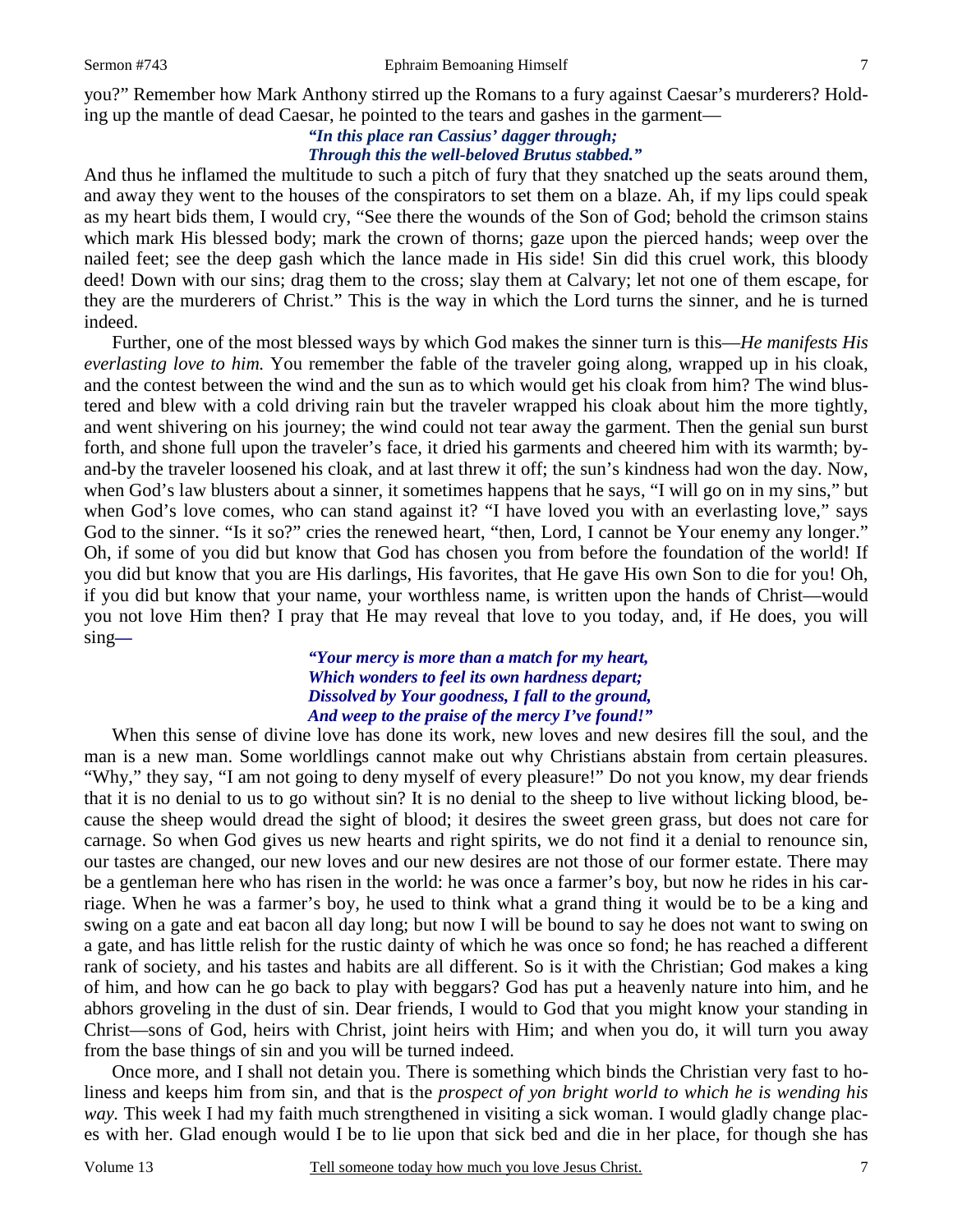you?" Remember how Mark Anthony stirred up the Romans to a fury against Caesar's murderers? Holding up the mantle of dead Caesar, he pointed to the tears and gashes in the garment—

> ***"In this place ran Cassius' dagger through;***
> ***Through this the well-beloved Brutus stabbed."***

And thus he inflamed the multitude to such a pitch of fury that they snatched up the seats around them, and away they went to the houses of the conspirators to set them on a blaze. Ah, if my lips could speak as my heart bids them, I would cry, "See there the wounds of the Son of God; behold the crimson stains which mark His blessed body; mark the crown of thorns; gaze upon the pierced hands; weep over the nailed feet; see the deep gash which the lance made in His side! Sin did this cruel work, this bloody deed! Down with our sins; drag them to the cross; slay them at Calvary; let not one of them escape, for they are the murderers of Christ." This is the way in which the Lord turns the sinner, and he is turned indeed.

Further, one of the most blessed ways by which God makes the sinner turn is this—*He manifests His everlasting love to him.* You remember the fable of the traveler going along, wrapped up in his cloak, and the contest between the wind and the sun as to which would get his cloak from him? The wind blustered and blew with a cold driving rain but the traveler wrapped his cloak about him the more tightly, and went shivering on his journey; the wind could not tear away the garment. Then the genial sun burst forth, and shone full upon the traveler's face, it dried his garments and cheered him with its warmth; by-and-by the traveler loosened his cloak, and at last threw it off; the sun's kindness had won the day. Now, when God's law blusters about a sinner, it sometimes happens that he says, "I will go on in my sins," but when God's love comes, who can stand against it? "I have loved you with an everlasting love," says God to the sinner. "Is it so?" cries the renewed heart, "then, Lord, I cannot be Your enemy any longer." Oh, if some of you did but know that God has chosen you from before the foundation of the world! If you did but know that you are His darlings, His favorites, that He gave His own Son to die for you! Oh, if you did but know that your name, your worthless name, is written upon the hands of Christ—would you not love Him then? I pray that He may reveal that love to you today, and, if He does, you will sing—

> ***"Your mercy is more than a match for my heart,***
> ***Which wonders to feel its own hardness depart;***
> ***Dissolved by Your goodness, I fall to the ground,***
> ***And weep to the praise of the mercy I've found!"***

When this sense of divine love has done its work, new loves and new desires fill the soul, and the man is a new man. Some worldlings cannot make out why Christians abstain from certain pleasures. "Why," they say, "I am not going to deny myself of every pleasure!" Do not you know, my dear friends that it is no denial to us to go without sin? It is no denial to the sheep to live without licking blood, because the sheep would dread the sight of blood; it desires the sweet green grass, but does not care for carnage. So when God gives us new hearts and right spirits, we do not find it a denial to renounce sin, our tastes are changed, our new loves and our new desires are not those of our former estate. There may be a gentleman here who has risen in the world: he was once a farmer's boy, but now he rides in his carriage. When he was a farmer's boy, he used to think what a grand thing it would be to be a king and swing on a gate and eat bacon all day long; but now I will be bound to say he does not want to swing on a gate, and has little relish for the rustic dainty of which he was once so fond; he has reached a different rank of society, and his tastes and habits are all different. So is it with the Christian; God makes a king of him, and how can he go back to play with beggars? God has put a heavenly nature into him, and he abhors groveling in the dust of sin. Dear friends, I would to God that you might know your standing in Christ—sons of God, heirs with Christ, joint heirs with Him; and when you do, it will turn you away from the base things of sin and you will be turned indeed.

Once more, and I shall not detain you. There is something which binds the Christian very fast to holiness and keeps him from sin, and that is the *prospect of yon bright world to which he is wending his way.* This week I had my faith much strengthened in visiting a sick woman. I would gladly change places with her. Glad enough would I be to lie upon that sick bed and die in her place, for though she has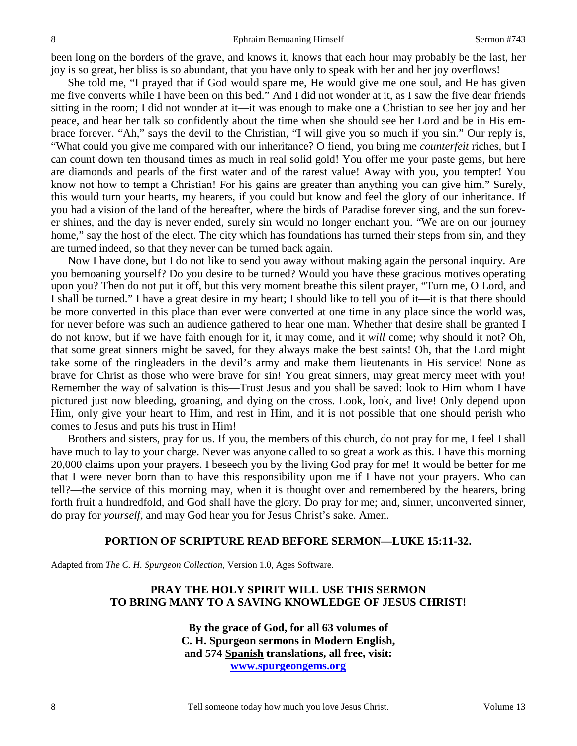been long on the borders of the grave, and knows it, knows that each hour may probably be the last, her joy is so great, her bliss is so abundant, that you have only to speak with her and her joy overflows!

She told me, "I prayed that if God would spare me, He would give me one soul, and He has given me five converts while I have been on this bed." And I did not wonder at it, as I saw the five dear friends sitting in the room; I did not wonder at it—it was enough to make one a Christian to see her joy and her peace, and hear her talk so confidently about the time when she should see her Lord and be in His embrace forever. "Ah," says the devil to the Christian, "I will give you so much if you sin." Our reply is, "What could you give me compared with our inheritance? O fiend, you bring me *counterfeit* riches, but I can count down ten thousand times as much in real solid gold! You offer me your paste gems, but here are diamonds and pearls of the first water and of the rarest value! Away with you, you tempter! You know not how to tempt a Christian! For his gains are greater than anything you can give him." Surely, this would turn your hearts, my hearers, if you could but know and feel the glory of our inheritance. If you had a vision of the land of the hereafter, where the birds of Paradise forever sing, and the sun forever shines, and the day is never ended, surely sin would no longer enchant you. "We are on our journey home," say the host of the elect. The city which has foundations has turned their steps from sin, and they are turned indeed, so that they never can be turned back again.

Now I have done, but I do not like to send you away without making again the personal inquiry. Are you bemoaning yourself? Do you desire to be turned? Would you have these gracious motives operating upon you? Then do not put it off, but this very moment breathe this silent prayer, "Turn me, O Lord, and I shall be turned." I have a great desire in my heart; I should like to tell you of it—it is that there should be more converted in this place than ever were converted at one time in any place since the world was, for never before was such an audience gathered to hear one man. Whether that desire shall be granted I do not know, but if we have faith enough for it, it may come, and it *will* come; why should it not? Oh, that some great sinners might be saved, for they always make the best saints! Oh, that the Lord might take some of the ringleaders in the devil's army and make them lieutenants in His service! None as brave for Christ as those who were brave for sin! You great sinners, may great mercy meet with you! Remember the way of salvation is this—Trust Jesus and you shall be saved: look to Him whom I have pictured just now bleeding, groaning, and dying on the cross. Look, look, and live! Only depend upon Him, only give your heart to Him, and rest in Him, and it is not possible that one should perish who comes to Jesus and puts his trust in Him!

Brothers and sisters, pray for us. If you, the members of this church, do not pray for me, I feel I shall have much to lay to your charge. Never was anyone called to so great a work as this. I have this morning 20,000 claims upon your prayers. I beseech you by the living God pray for me! It would be better for me that I were never born than to have this responsibility upon me if I have not your prayers. Who can tell?—the service of this morning may, when it is thought over and remembered by the hearers, bring forth fruit a hundredfold, and God shall have the glory. Do pray for me; and, sinner, unconverted sinner, do pray for *yourself,* and may God hear you for Jesus Christ's sake. Amen.

**PORTION OF SCRIPTURE READ BEFORE SERMON—LUKE 15:11-32.**

Adapted from *The C. H. Spurgeon Collection*, Version 1.0, Ages Software.

**PRAY THE HOLY SPIRIT WILL USE THIS SERMON TO BRING MANY TO A SAVING KNOWLEDGE OF JESUS CHRIST!**

**By the grace of God, for all 63 volumes of C. H. Spurgeon sermons in Modern English, and 574 Spanish translations, all free, visit: www.spurgeongems.org**